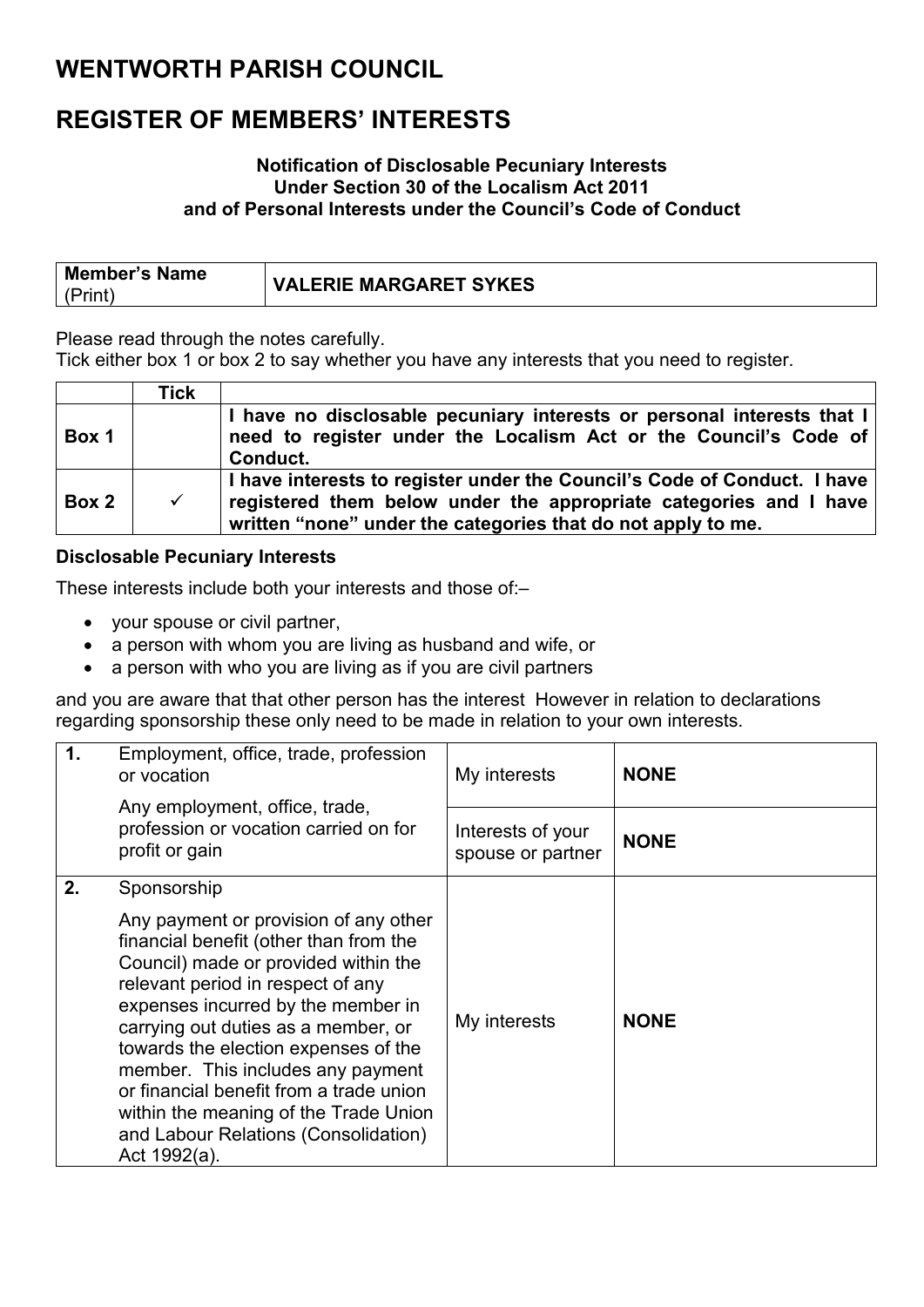# WENTWORTH PARISH COUNCIL

# REGISTER OF MEMBERS' INTERESTS

**Notification of Disclosable Pecuniary Interests**
**Under Section 30 of the Localism Act 2011**
**and of Personal Interests under the Council's Code of Conduct**

| **Member's Name** (Print) | **VALERIE MARGARET SYKES** |
|---|---|

Please read through the notes carefully.
Tick either box 1 or box 2 to say whether you have any interests that you need to register.

| | **Tick** | |
|---|---|---|
| **Box 1** | | **I have no disclosable pecuniary interests or personal interests that I need to register under the Localism Act or the Council's Code of Conduct.** |
| **Box 2** | ✓ | **I have interests to register under the Council's Code of Conduct. I have registered them below under the appropriate categories and I have written "none" under the categories that do not apply to me.** |

**Disclosable Pecuniary Interests**

These interests include both your interests and those of:–

- your spouse or civil partner,
- a person with whom you are living as husband and wife, or
- a person with who you are living as if you are civil partners

and you are aware that that other person has the interest However in relation to declarations regarding sponsorship these only need to be made in relation to your own interests.

| | | | |
|---|---|---|---|
| **1.** | Employment, office, trade, profession or vocation<br><br>Any employment, office, trade, profession or vocation carried on for profit or gain | My interests | **NONE** |
| | | Interests of your spouse or partner | **NONE** |
| **2.** | Sponsorship<br><br>Any payment or provision of any other financial benefit (other than from the Council) made or provided within the relevant period in respect of any expenses incurred by the member in carrying out duties as a member, or towards the election expenses of the member. This includes any payment or financial benefit from a trade union within the meaning of the Trade Union and Labour Relations (Consolidation) Act 1992(a). | My interests | **NONE** |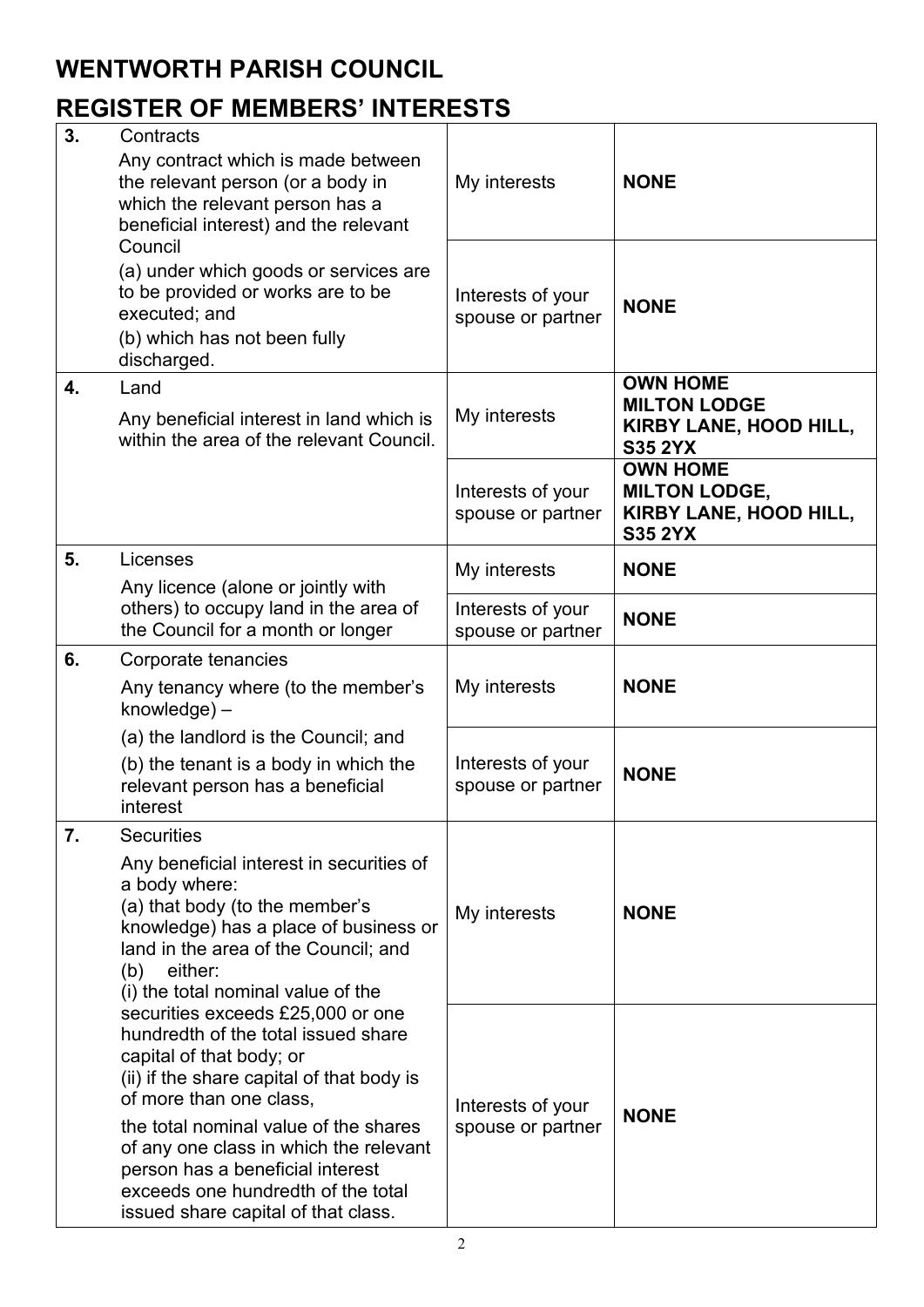# WENTWORTH PARISH COUNCIL

# REGISTER OF MEMBERS' INTERESTS

| | | | |
|---|---|---|---|
| **3.** | Contracts<br>Any contract which is made between the relevant person (or a body in which the relevant person has a beneficial interest) and the relevant Council<br>(a) under which goods or services are to be provided or works are to be executed; and<br>(b) which has not been fully discharged. | My interests | **NONE** |
| | | Interests of your spouse or partner | **NONE** |
| **4.** | Land<br>Any beneficial interest in land which is within the area of the relevant Council. | My interests | **OWN HOME MILTON LODGE KIRBY LANE, HOOD HILL, S35 2YX** |
| | | Interests of your spouse or partner | **OWN HOME MILTON LODGE, KIRBY LANE, HOOD HILL, S35 2YX** |
| **5.** | Licenses<br>Any licence (alone or jointly with others) to occupy land in the area of the Council for a month or longer | My interests | **NONE** |
| | | Interests of your spouse or partner | **NONE** |
| **6.** | Corporate tenancies<br>Any tenancy where (to the member's knowledge) –<br>(a) the landlord is the Council; and<br>(b) the tenant is a body in which the relevant person has a beneficial interest | My interests | **NONE** |
| | | Interests of your spouse or partner | **NONE** |
| **7.** | Securities<br>Any beneficial interest in securities of a body where:<br>(a) that body (to the member's knowledge) has a place of business or land in the area of the Council; and<br>(b) either:<br>(i) the total nominal value of the securities exceeds £25,000 or one hundredth of the total issued share capital of that body; or<br>(ii) if the share capital of that body is of more than one class,<br>the total nominal value of the shares of any one class in which the relevant person has a beneficial interest exceeds one hundredth of the total issued share capital of that class. | My interests | **NONE** |
| | | Interests of your spouse or partner | **NONE** |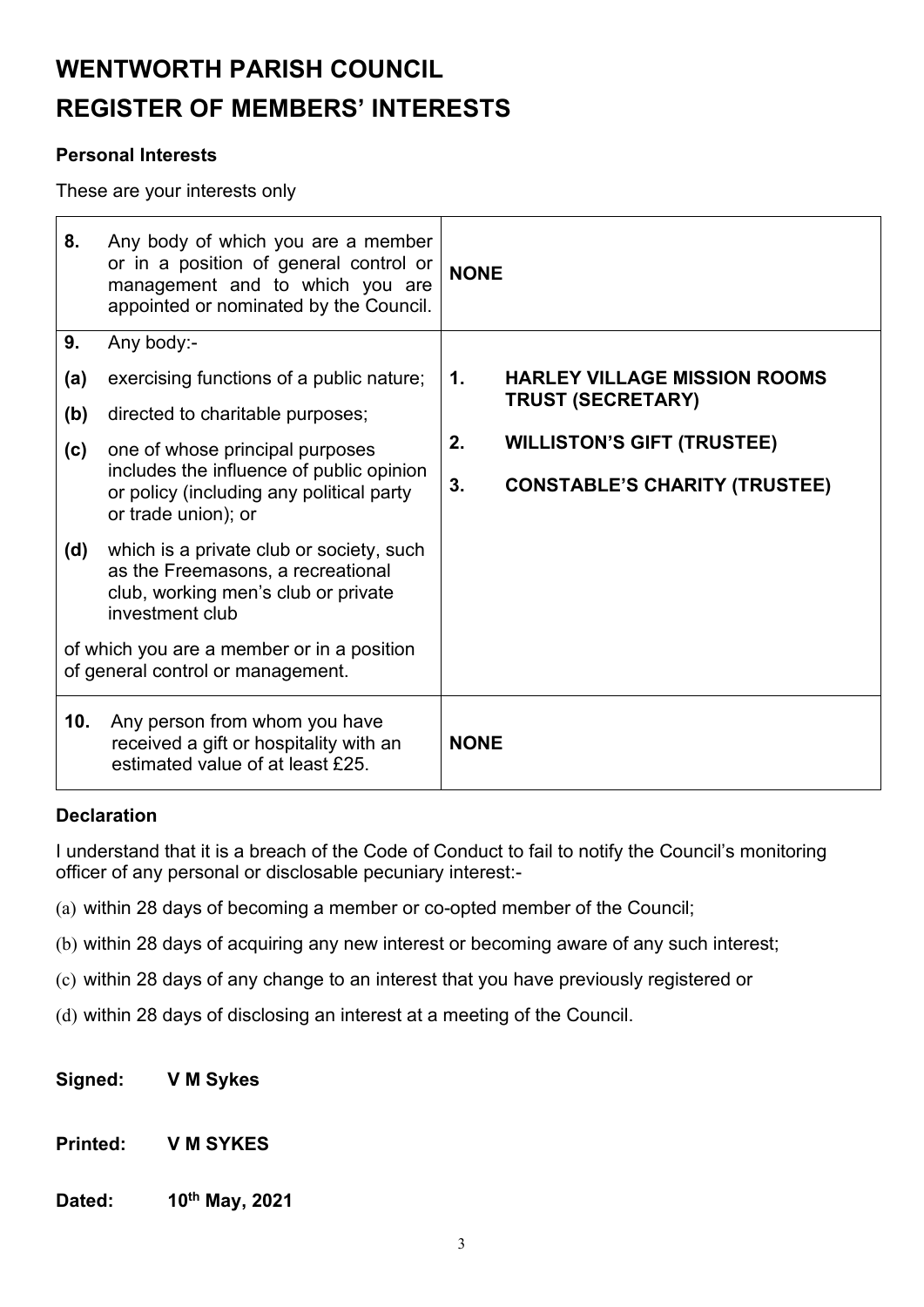# WENTWORTH PARISH COUNCIL

# REGISTER OF MEMBERS' INTERESTS

### Personal Interests

These are your interests only

| | |
|---|---|
| **8.** Any body of which you are a member or in a position of general control or management and to which you are appointed or nominated by the Council. | **NONE** |
| **9.** Any body:-<br>**(a)** exercising functions of a public nature;<br>**(b)** directed to charitable purposes;<br>**(c)** one of whose principal purposes includes the influence of public opinion or policy (including any political party or trade union); or<br>**(d)** which is a private club or society, such as the Freemasons, a recreational club, working men's club or private investment club<br>of which you are a member or in a position of general control or management. | **1. HARLEY VILLAGE MISSION ROOMS TRUST (SECRETARY)**<br>**2. WILLISTON'S GIFT (TRUSTEE)**<br>**3. CONSTABLE'S CHARITY (TRUSTEE)** |
| **10.** Any person from whom you have received a gift or hospitality with an estimated value of at least £25. | **NONE** |

### Declaration

I understand that it is a breach of the Code of Conduct to fail to notify the Council's monitoring officer of any personal or disclosable pecuniary interest:-

(a) within 28 days of becoming a member or co-opted member of the Council;

(b) within 28 days of acquiring any new interest or becoming aware of any such interest;

(c) within 28 days of any change to an interest that you have previously registered or

(d) within 28 days of disclosing an interest at a meeting of the Council.

**Signed:** **V M Sykes**

**Printed:** **V M SYKES**

**Dated:** **10th May, 2021**